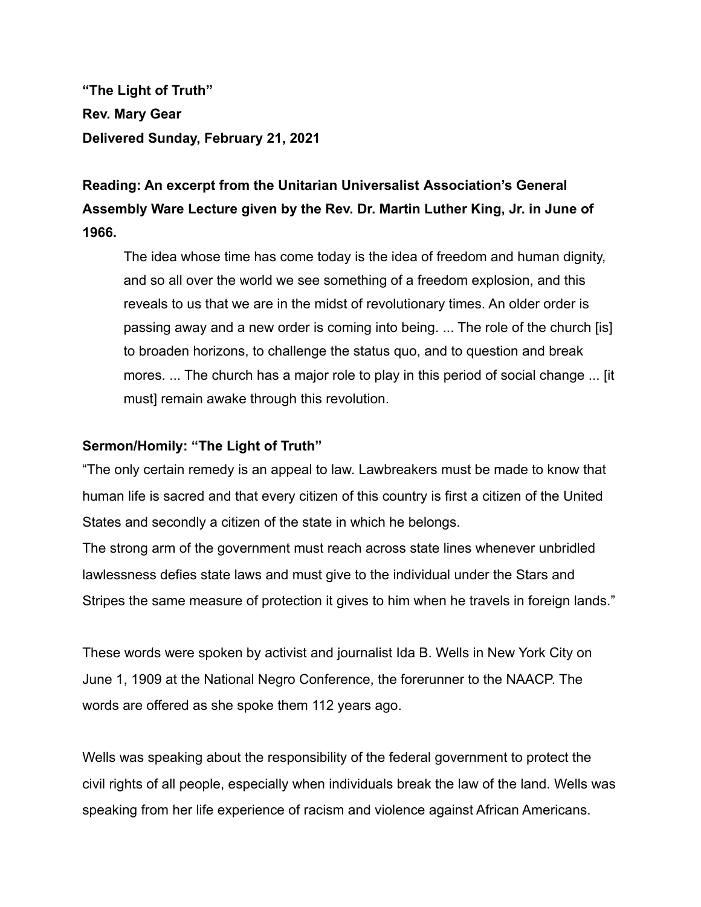**“The Light of Truth”**

**Rev. Mary Gear**

**Delivered Sunday, February 21, 2021**

**Reading: An excerpt from the Unitarian Universalist Association’s General Assembly Ware Lecture given by the Rev. Dr. Martin Luther King, Jr. in June of 1966.**

> The idea whose time has come today is the idea of freedom and human dignity, and so all over the world we see something of a freedom explosion, and this reveals to us that we are in the midst of revolutionary times. An older order is passing away and a new order is coming into being. ... The role of the church [is] to broaden horizons, to challenge the status quo, and to question and break mores. ... The church has a major role to play in this period of social change ... [it must] remain awake through this revolution.

**Sermon/Homily: “The Light of Truth”**

“The only certain remedy is an appeal to law. Lawbreakers must be made to know that human life is sacred and that every citizen of this country is first a citizen of the United States and secondly a citizen of the state in which he belongs.
The strong arm of the government must reach across state lines whenever unbridled lawlessness defies state laws and must give to the individual under the Stars and Stripes the same measure of protection it gives to him when he travels in foreign lands.”

These words were spoken by activist and journalist Ida B. Wells in New York City on June 1, 1909 at the National Negro Conference, the forerunner to the NAACP. The words are offered as she spoke them 112 years ago.

Wells was speaking about the responsibility of the federal government to protect the civil rights of all people, especially when individuals break the law of the land. Wells was speaking from her life experience of racism and violence against African Americans.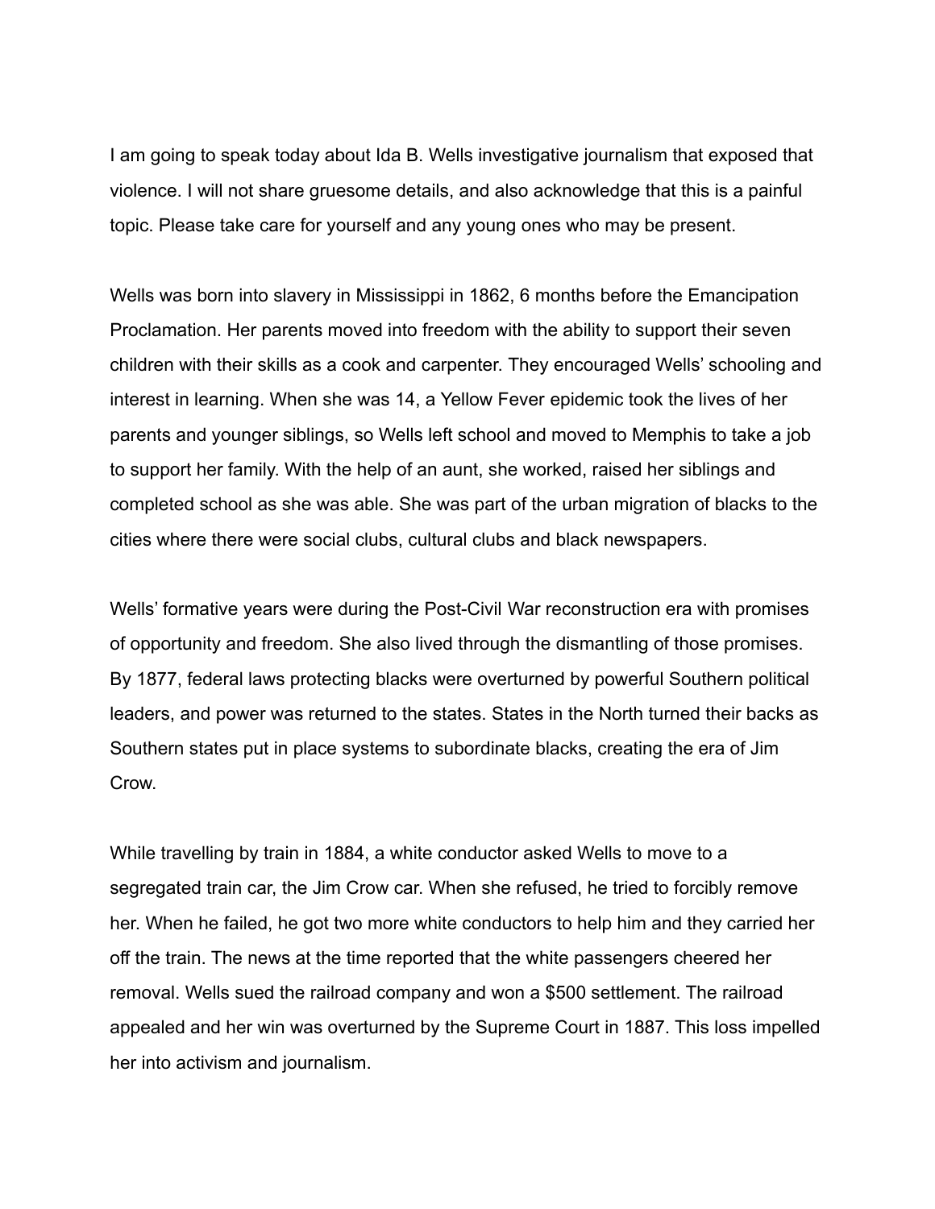I am going to speak today about Ida B. Wells investigative journalism that exposed that violence. I will not share gruesome details, and also acknowledge that this is a painful topic. Please take care for yourself and any young ones who may be present.

Wells was born into slavery in Mississippi in 1862, 6 months before the Emancipation Proclamation. Her parents moved into freedom with the ability to support their seven children with their skills as a cook and carpenter. They encouraged Wells' schooling and interest in learning. When she was 14, a Yellow Fever epidemic took the lives of her parents and younger siblings, so Wells left school and moved to Memphis to take a job to support her family. With the help of an aunt, she worked, raised her siblings and completed school as she was able. She was part of the urban migration of blacks to the cities where there were social clubs, cultural clubs and black newspapers.

Wells' formative years were during the Post-Civil War reconstruction era with promises of opportunity and freedom. She also lived through the dismantling of those promises. By 1877, federal laws protecting blacks were overturned by powerful Southern political leaders, and power was returned to the states. States in the North turned their backs as Southern states put in place systems to subordinate blacks, creating the era of Jim Crow.

While travelling by train in 1884, a white conductor asked Wells to move to a segregated train car, the Jim Crow car. When she refused, he tried to forcibly remove her. When he failed, he got two more white conductors to help him and they carried her off the train. The news at the time reported that the white passengers cheered her removal. Wells sued the railroad company and won a $500 settlement. The railroad appealed and her win was overturned by the Supreme Court in 1887. This loss impelled her into activism and journalism.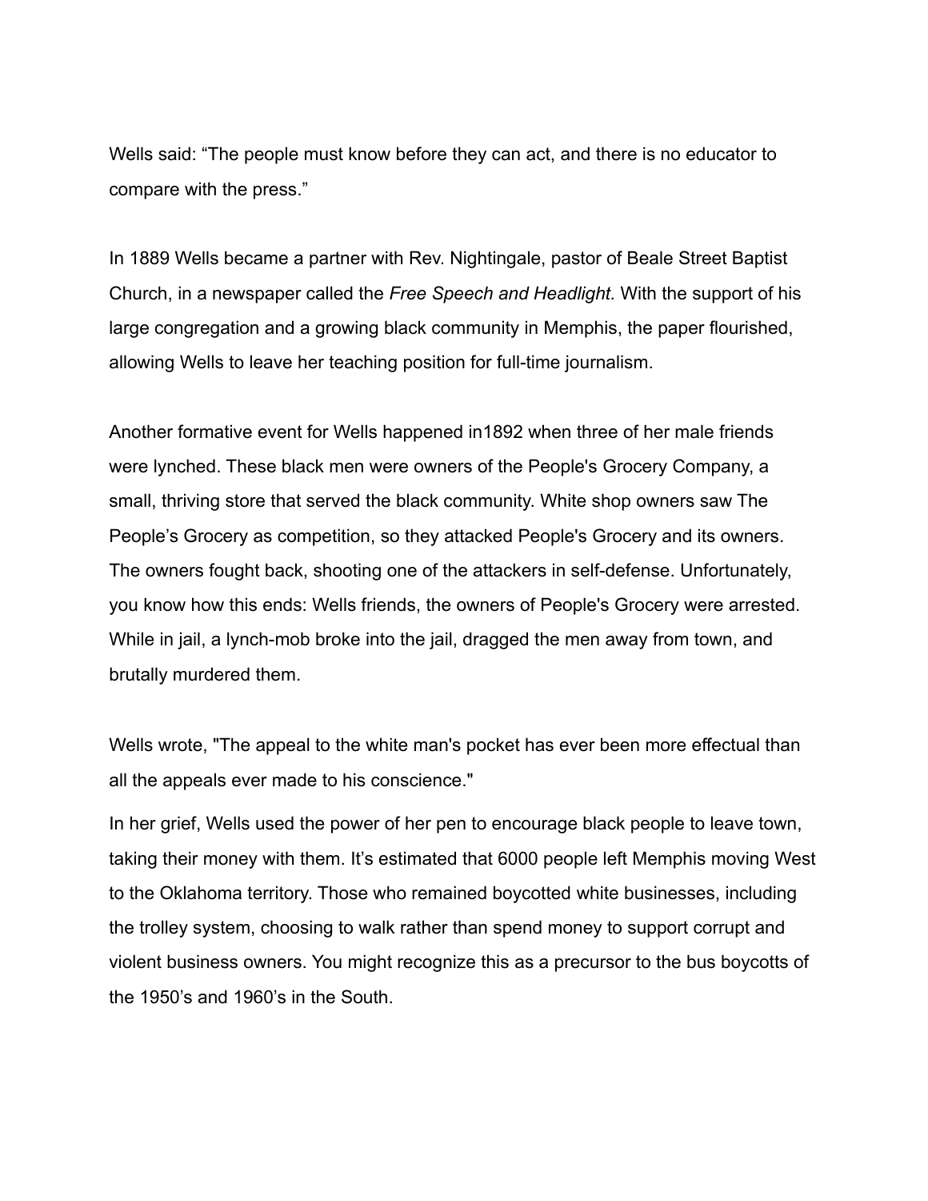Wells said: “The people must know before they can act, and there is no educator to compare with the press.”

In 1889 Wells became a partner with Rev. Nightingale, pastor of Beale Street Baptist Church, in a newspaper called the *Free Speech and Headlight.* With the support of his large congregation and a growing black community in Memphis, the paper flourished, allowing Wells to leave her teaching position for full-time journalism.

Another formative event for Wells happened in1892 when three of her male friends were lynched. These black men were owners of the People's Grocery Company, a small, thriving store that served the black community. White shop owners saw The People’s Grocery as competition, so they attacked People's Grocery and its owners. The owners fought back, shooting one of the attackers in self-defense. Unfortunately, you know how this ends: Wells friends, the owners of People's Grocery were arrested. While in jail, a lynch-mob broke into the jail, dragged the men away from town, and brutally murdered them.

Wells wrote, "The appeal to the white man's pocket has ever been more effectual than all the appeals ever made to his conscience."

In her grief, Wells used the power of her pen to encourage black people to leave town, taking their money with them. It’s estimated that 6000 people left Memphis moving West to the Oklahoma territory. Those who remained boycotted white businesses, including the trolley system, choosing to walk rather than spend money to support corrupt and violent business owners. You might recognize this as a precursor to the bus boycotts of the 1950’s and 1960’s in the South.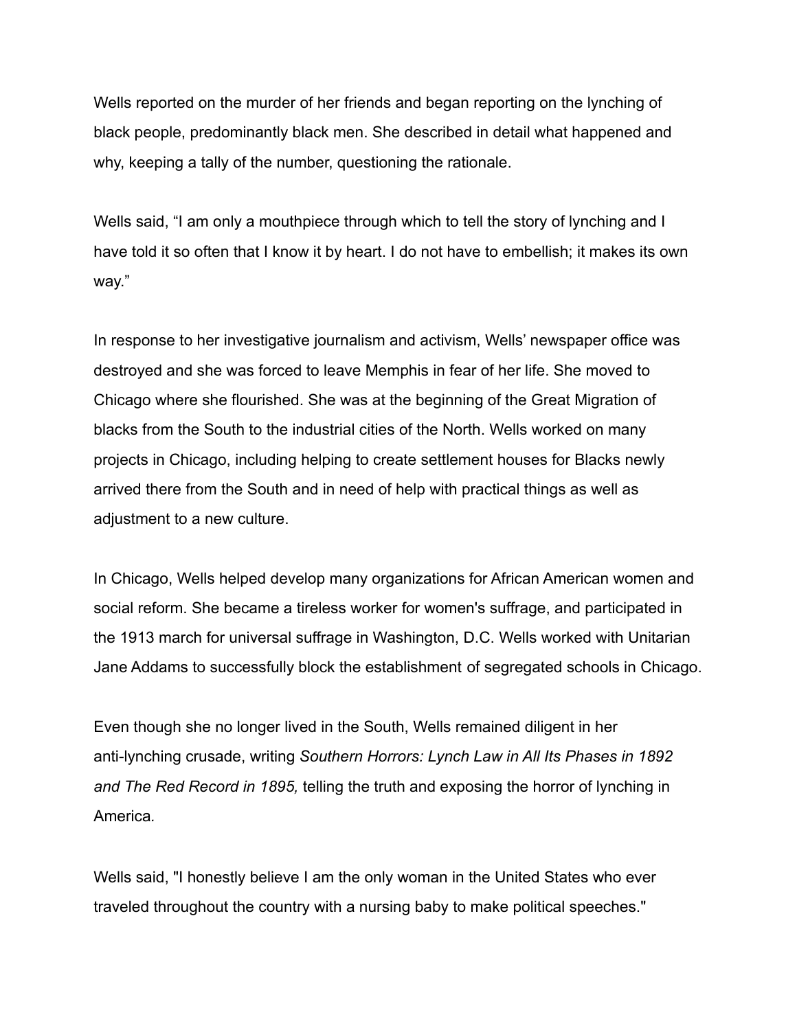Wells reported on the murder of her friends and began reporting on the lynching of black people, predominantly black men. She described in detail what happened and why, keeping a tally of the number, questioning the rationale.

Wells said, “I am only a mouthpiece through which to tell the story of lynching and I have told it so often that I know it by heart. I do not have to embellish; it makes its own way.”

In response to her investigative journalism and activism, Wells’ newspaper office was destroyed and she was forced to leave Memphis in fear of her life. She moved to Chicago where she flourished. She was at the beginning of the Great Migration of blacks from the South to the industrial cities of the North. Wells worked on many projects in Chicago, including helping to create settlement houses for Blacks newly arrived there from the South and in need of help with practical things as well as adjustment to a new culture.

In Chicago, Wells helped develop many organizations for African American women and social reform. She became a tireless worker for women's suffrage, and participated in the 1913 march for universal suffrage in Washington, D.C. Wells worked with Unitarian Jane Addams to successfully block the establishment of segregated schools in Chicago.

Even though she no longer lived in the South, Wells remained diligent in her anti-lynching crusade, writing *Southern Horrors: Lynch Law in All Its Phases in 1892 and The Red Record in 1895,* telling the truth and exposing the horror of lynching in America.

Wells said, "I honestly believe I am the only woman in the United States who ever traveled throughout the country with a nursing baby to make political speeches."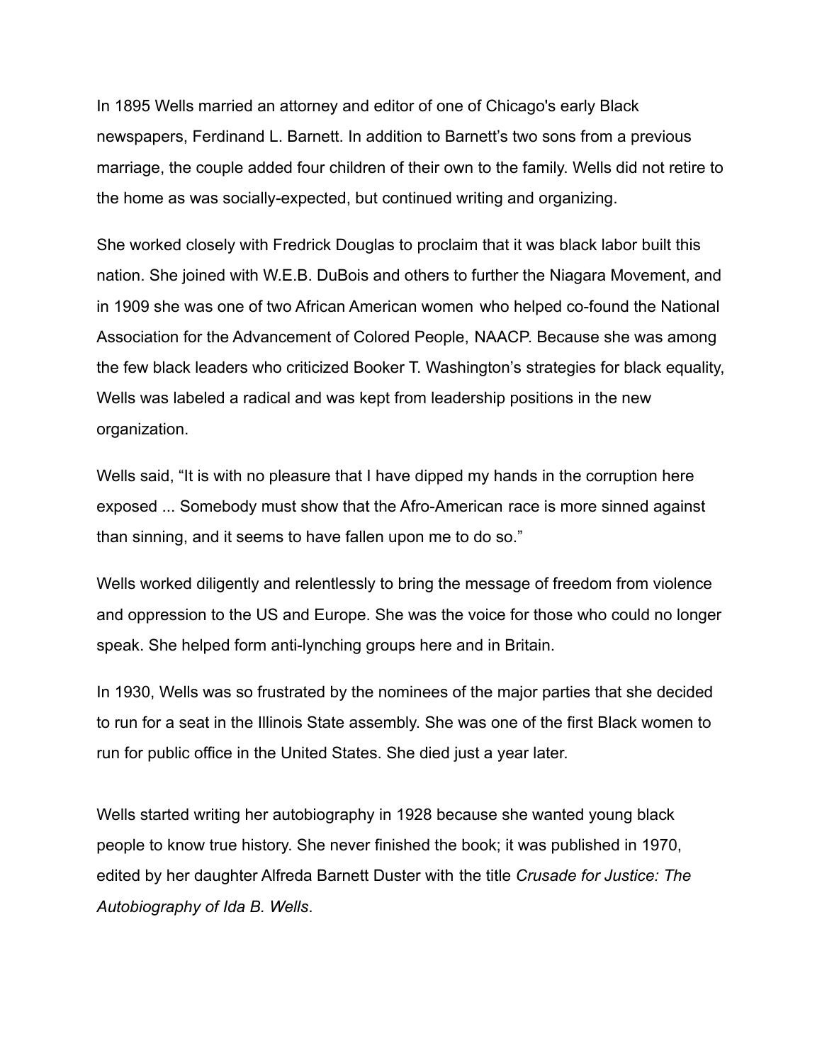In 1895 Wells married an attorney and editor of one of Chicago's early Black newspapers, Ferdinand L. Barnett. In addition to Barnett's two sons from a previous marriage, the couple added four children of their own to the family. Wells did not retire to the home as was socially-expected, but continued writing and organizing.

She worked closely with Fredrick Douglas to proclaim that it was black labor built this nation. She joined with W.E.B. DuBois and others to further the Niagara Movement, and in 1909 she was one of two African American women who helped co-found the National Association for the Advancement of Colored People, NAACP. Because she was among the few black leaders who criticized Booker T. Washington's strategies for black equality, Wells was labeled a radical and was kept from leadership positions in the new organization.

Wells said, "It is with no pleasure that I have dipped my hands in the corruption here exposed ... Somebody must show that the Afro-American race is more sinned against than sinning, and it seems to have fallen upon me to do so."

Wells worked diligently and relentlessly to bring the message of freedom from violence and oppression to the US and Europe. She was the voice for those who could no longer speak. She helped form anti-lynching groups here and in Britain.

In 1930, Wells was so frustrated by the nominees of the major parties that she decided to run for a seat in the Illinois State assembly. She was one of the first Black women to run for public office in the United States. She died just a year later.

Wells started writing her autobiography in 1928 because she wanted young black people to know true history. She never finished the book; it was published in 1970, edited by her daughter Alfreda Barnett Duster with the title *Crusade for Justice: The Autobiography of Ida B. Wells*.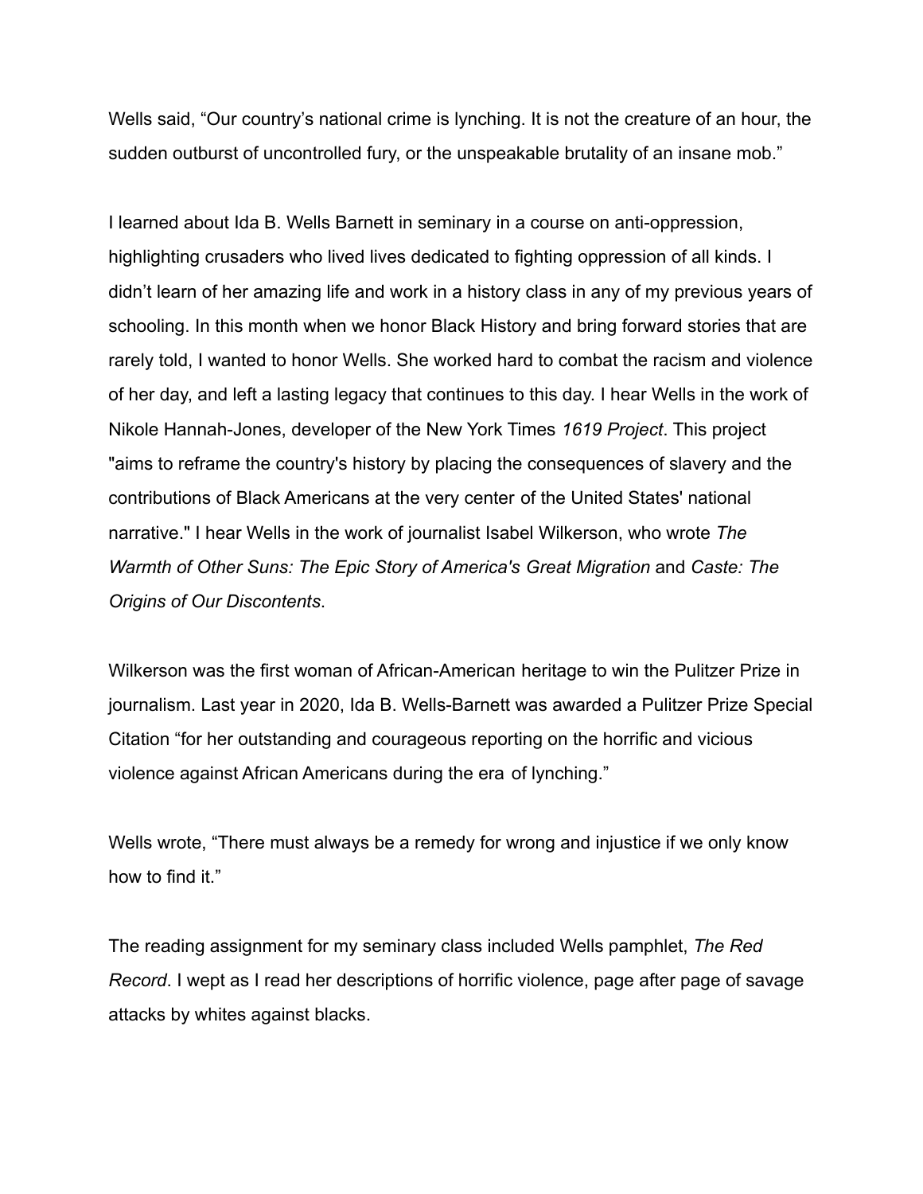Wells said, “Our country’s national crime is lynching. It is not the creature of an hour, the sudden outburst of uncontrolled fury, or the unspeakable brutality of an insane mob.”

I learned about Ida B. Wells Barnett in seminary in a course on anti-oppression, highlighting crusaders who lived lives dedicated to fighting oppression of all kinds. I didn’t learn of her amazing life and work in a history class in any of my previous years of schooling. In this month when we honor Black History and bring forward stories that are rarely told, I wanted to honor Wells. She worked hard to combat the racism and violence of her day, and left a lasting legacy that continues to this day. I hear Wells in the work of Nikole Hannah-Jones, developer of the New York Times *1619 Project*. This project "aims to reframe the country's history by placing the consequences of slavery and the contributions of Black Americans at the very center of the United States' national narrative." I hear Wells in the work of journalist Isabel Wilkerson, who wrote *The Warmth of Other Suns: The Epic Story of America's Great Migration* and *Caste: The Origins of Our Discontents*.

Wilkerson was the first woman of African-American heritage to win the Pulitzer Prize in journalism. Last year in 2020, Ida B. Wells-Barnett was awarded a Pulitzer Prize Special Citation “for her outstanding and courageous reporting on the horrific and vicious violence against African Americans during the era of lynching.”

Wells wrote, “There must always be a remedy for wrong and injustice if we only know how to find it.”

The reading assignment for my seminary class included Wells pamphlet, *The Red Record*. I wept as I read her descriptions of horrific violence, page after page of savage attacks by whites against blacks.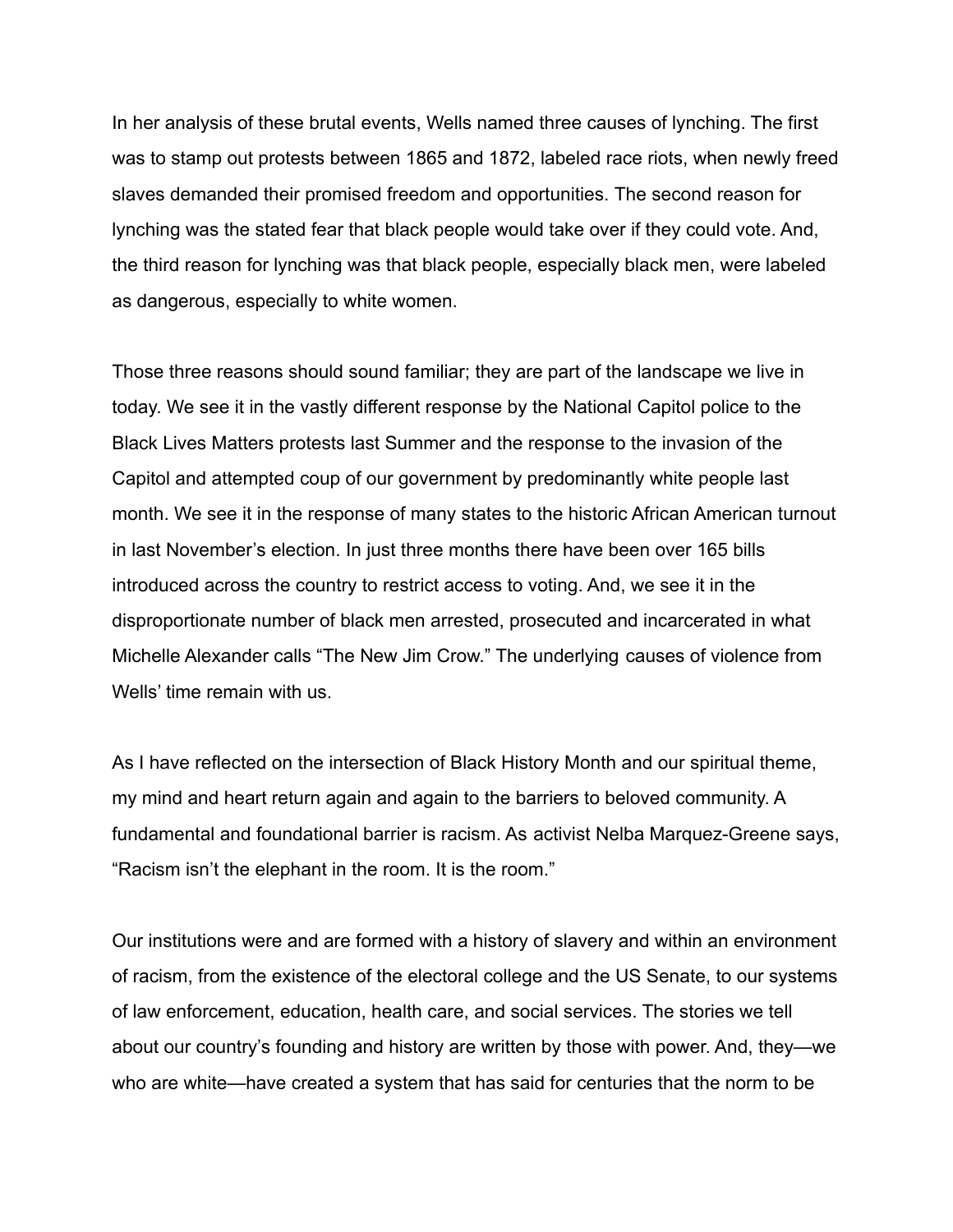In her analysis of these brutal events, Wells named three causes of lynching. The first was to stamp out protests between 1865 and 1872, labeled race riots, when newly freed slaves demanded their promised freedom and opportunities. The second reason for lynching was the stated fear that black people would take over if they could vote. And, the third reason for lynching was that black people, especially black men, were labeled as dangerous, especially to white women.

Those three reasons should sound familiar; they are part of the landscape we live in today. We see it in the vastly different response by the National Capitol police to the Black Lives Matters protests last Summer and the response to the invasion of the Capitol and attempted coup of our government by predominantly white people last month. We see it in the response of many states to the historic African American turnout in last November's election. In just three months there have been over 165 bills introduced across the country to restrict access to voting. And, we see it in the disproportionate number of black men arrested, prosecuted and incarcerated in what Michelle Alexander calls "The New Jim Crow." The underlying causes of violence from Wells' time remain with us.

As I have reflected on the intersection of Black History Month and our spiritual theme, my mind and heart return again and again to the barriers to beloved community. A fundamental and foundational barrier is racism. As activist Nelba Marquez-Greene says, "Racism isn't the elephant in the room. It is the room."

Our institutions were and are formed with a history of slavery and within an environment of racism, from the existence of the electoral college and the US Senate, to our systems of law enforcement, education, health care, and social services. The stories we tell about our country's founding and history are written by those with power. And, they—we who are white—have created a system that has said for centuries that the norm to be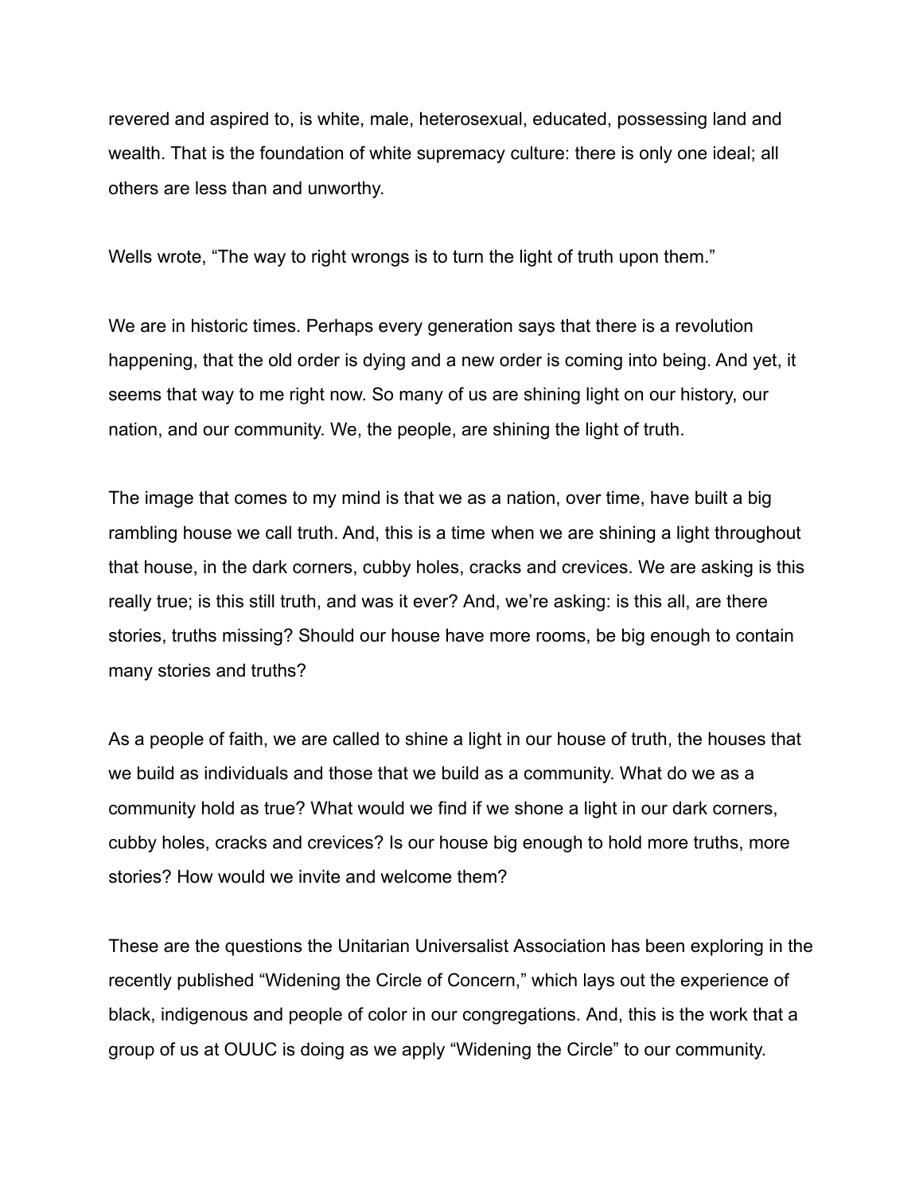revered and aspired to, is white, male, heterosexual, educated, possessing land and wealth. That is the foundation of white supremacy culture: there is only one ideal; all others are less than and unworthy.

Wells wrote, “The way to right wrongs is to turn the light of truth upon them.”

We are in historic times. Perhaps every generation says that there is a revolution happening, that the old order is dying and a new order is coming into being. And yet, it seems that way to me right now. So many of us are shining light on our history, our nation, and our community. We, the people, are shining the light of truth.

The image that comes to my mind is that we as a nation, over time, have built a big rambling house we call truth. And, this is a time when we are shining a light throughout that house, in the dark corners, cubby holes, cracks and crevices. We are asking is this really true; is this still truth, and was it ever? And, we’re asking: is this all, are there stories, truths missing? Should our house have more rooms, be big enough to contain many stories and truths?

As a people of faith, we are called to shine a light in our house of truth, the houses that we build as individuals and those that we build as a community. What do we as a community hold as true? What would we find if we shone a light in our dark corners, cubby holes, cracks and crevices? Is our house big enough to hold more truths, more stories? How would we invite and welcome them?

These are the questions the Unitarian Universalist Association has been exploring in the recently published “Widening the Circle of Concern,” which lays out the experience of black, indigenous and people of color in our congregations. And, this is the work that a group of us at OUUC is doing as we apply “Widening the Circle” to our community.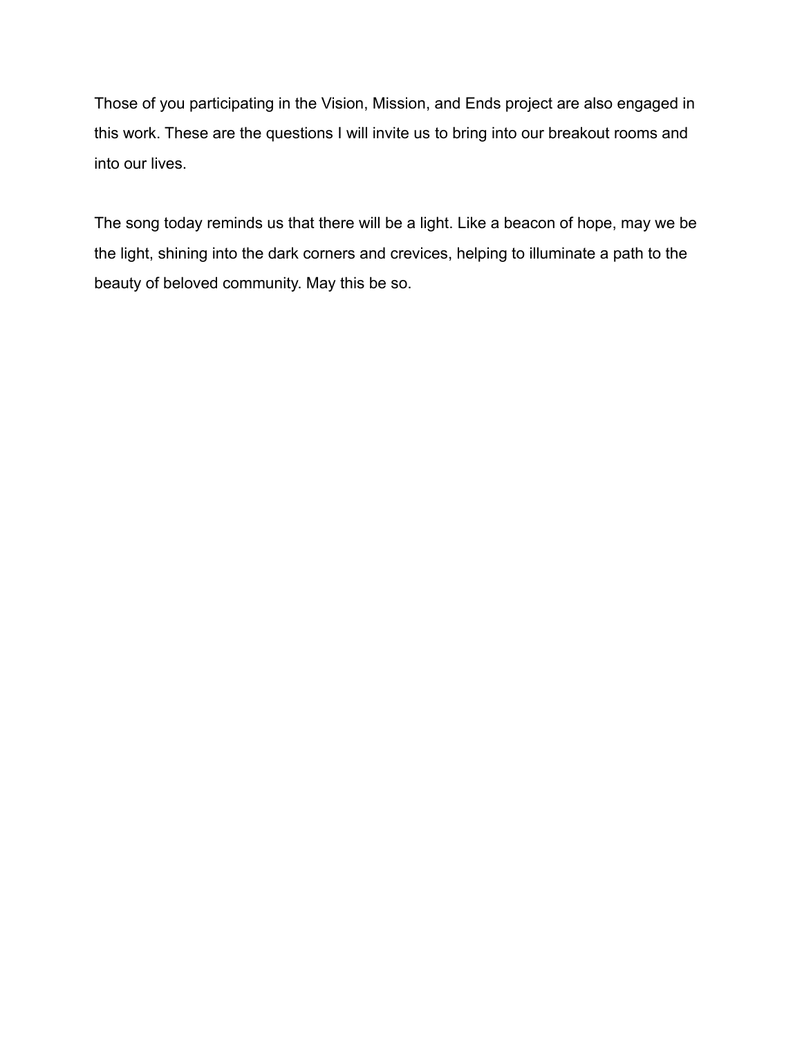Those of you participating in the Vision, Mission, and Ends project are also engaged in this work. These are the questions I will invite us to bring into our breakout rooms and into our lives.

The song today reminds us that there will be a light. Like a beacon of hope, may we be the light, shining into the dark corners and crevices, helping to illuminate a path to the beauty of beloved community. May this be so.